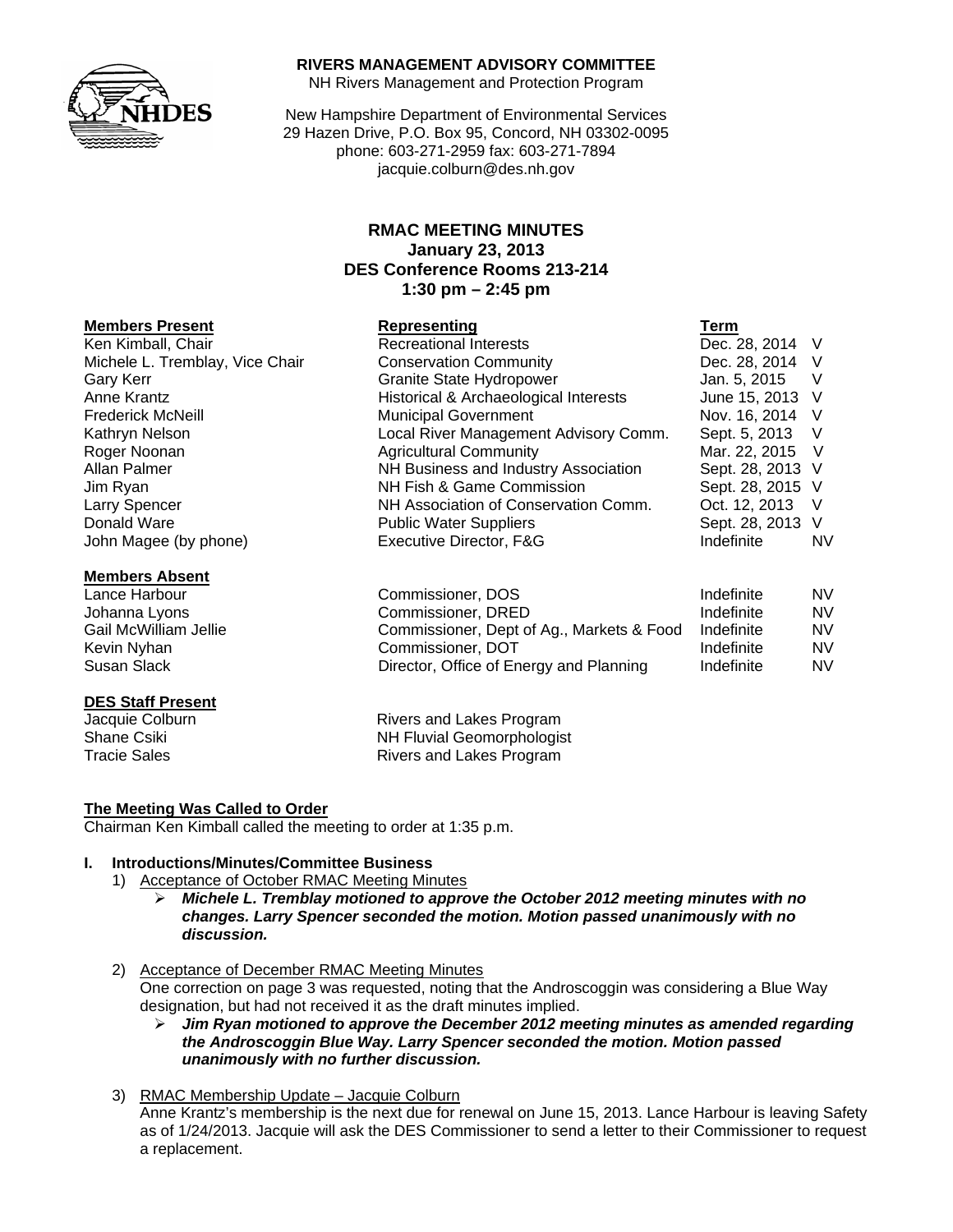**RIVERS MANAGEMENT ADVISORY COMMITTEE**
NH Rivers Management and Protection Program

New Hampshire Department of Environmental Services
29 Hazen Drive, P.O. Box 95, Concord, NH 03302-0095
phone: 603-271-2959 fax: 603-271-7894
jacquie.colburn@des.nh.gov

# RMAC MEETING MINUTES
## January 23, 2013
## DES Conference Rooms 213-214
## 1:30 pm – 2:45 pm

| Members Present | Representing | Term | |
|---|---|---|---|
| Ken Kimball, Chair | Recreational Interests | Dec. 28, 2014 | V |
| Michele L. Tremblay, Vice Chair | Conservation Community | Dec. 28, 2014 | V |
| Gary Kerr | Granite State Hydropower | Jan. 5, 2015 | V |
| Anne Krantz | Historical & Archaeological Interests | June 15, 2013 | V |
| Frederick McNeill | Municipal Government | Nov. 16, 2014 | V |
| Kathryn Nelson | Local River Management Advisory Comm. | Sept. 5, 2013 | V |
| Roger Noonan | Agricultural Community | Mar. 22, 2015 | V |
| Allan Palmer | NH Business and Industry Association | Sept. 28, 2013 | V |
| Jim Ryan | NH Fish & Game Commission | Sept. 28, 2015 | V |
| Larry Spencer | NH Association of Conservation Comm. | Oct. 12, 2013 | V |
| Donald Ware | Public Water Suppliers | Sept. 28, 2013 | V |
| John Magee (by phone) | Executive Director, F&G | Indefinite | NV |

| Members Absent | | | |
|---|---|---|---|
| Lance Harbour | Commissioner, DOS | Indefinite | NV |
| Johanna Lyons | Commissioner, DRED | Indefinite | NV |
| Gail McWilliam Jellie | Commissioner, Dept of Ag., Markets & Food | Indefinite | NV |
| Kevin Nyhan | Commissioner, DOT | Indefinite | NV |
| Susan Slack | Director, Office of Energy and Planning | Indefinite | NV |

| DES Staff Present | |
|---|---|
| Jacquie Colburn | Rivers and Lakes Program |
| Shane Csiki | NH Fluvial Geomorphologist |
| Tracie Sales | Rivers and Lakes Program |

**The Meeting Was Called to Order**

Chairman Ken Kimball called the meeting to order at 1:35 p.m.

**I. Introductions/Minutes/Committee Business**

1) Acceptance of October RMAC Meeting Minutes
   - ***Michele L. Tremblay motioned to approve the October 2012 meeting minutes with no changes. Larry Spencer seconded the motion. Motion passed unanimously with no discussion.***

2) Acceptance of December RMAC Meeting Minutes
   One correction on page 3 was requested, noting that the Androscoggin was considering a Blue Way designation, but had not received it as the draft minutes implied.
   - ***Jim Ryan motioned to approve the December 2012 meeting minutes as amended regarding the Androscoggin Blue Way. Larry Spencer seconded the motion. Motion passed unanimously with no further discussion.***

3) RMAC Membership Update – Jacquie Colburn
   Anne Krantz's membership is the next due for renewal on June 15, 2013. Lance Harbour is leaving Safety as of 1/24/2013. Jacquie will ask the DES Commissioner to send a letter to their Commissioner to request a replacement.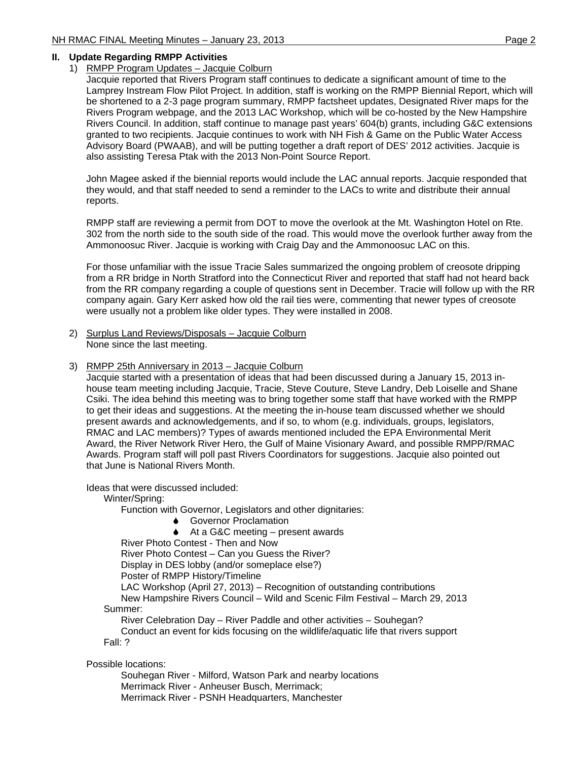## II. Update Regarding RMPP Activities

1) RMPP Program Updates – Jacquie Colburn

   Jacquie reported that Rivers Program staff continues to dedicate a significant amount of time to the Lamprey Instream Flow Pilot Project. In addition, staff is working on the RMPP Biennial Report, which will be shortened to a 2-3 page program summary, RMPP factsheet updates, Designated River maps for the Rivers Program webpage, and the 2013 LAC Workshop, which will be co-hosted by the New Hampshire Rivers Council. In addition, staff continue to manage past years' 604(b) grants, including G&C extensions granted to two recipients. Jacquie continues to work with NH Fish & Game on the Public Water Access Advisory Board (PWAAB), and will be putting together a draft report of DES' 2012 activities. Jacquie is also assisting Teresa Ptak with the 2013 Non-Point Source Report.

   John Magee asked if the biennial reports would include the LAC annual reports. Jacquie responded that they would, and that staff needed to send a reminder to the LACs to write and distribute their annual reports.

   RMPP staff are reviewing a permit from DOT to move the overlook at the Mt. Washington Hotel on Rte. 302 from the north side to the south side of the road. This would move the overlook further away from the Ammonoosuc River. Jacquie is working with Craig Day and the Ammonoosuc LAC on this.

   For those unfamiliar with the issue Tracie Sales summarized the ongoing problem of creosote dripping from a RR bridge in North Stratford into the Connecticut River and reported that staff had not heard back from the RR company regarding a couple of questions sent in December. Tracie will follow up with the RR company again. Gary Kerr asked how old the rail ties were, commenting that newer types of creosote were usually not a problem like older types. They were installed in 2008.

2) Surplus Land Reviews/Disposals – Jacquie Colburn

   None since the last meeting.

3) RMPP 25th Anniversary in 2013 – Jacquie Colburn

   Jacquie started with a presentation of ideas that had been discussed during a January 15, 2013 in-house team meeting including Jacquie, Tracie, Steve Couture, Steve Landry, Deb Loiselle and Shane Csiki. The idea behind this meeting was to bring together some staff that have worked with the RMPP to get their ideas and suggestions. At the meeting the in-house team discussed whether we should present awards and acknowledgements, and if so, to whom (e.g. individuals, groups, legislators, RMAC and LAC members)? Types of awards mentioned included the EPA Environmental Merit Award, the River Network River Hero, the Gulf of Maine Visionary Award, and possible RMPP/RMAC Awards. Program staff will poll past Rivers Coordinators for suggestions. Jacquie also pointed out that June is National Rivers Month.

   Ideas that were discussed included:

   - Winter/Spring:
     - Function with Governor, Legislators and other dignitaries:
       - Governor Proclamation
       - At a G&C meeting – present awards
     - River Photo Contest - Then and Now
     - River Photo Contest – Can you Guess the River?
     - Display in DES lobby (and/or someplace else?)
     - Poster of RMPP History/Timeline
     - LAC Workshop (April 27, 2013) – Recognition of outstanding contributions
     - New Hampshire Rivers Council – Wild and Scenic Film Festival – March 29, 2013
   - Summer:
     - River Celebration Day – River Paddle and other activities – Souhegan?
     - Conduct an event for kids focusing on the wildlife/aquatic life that rivers support
   - Fall: ?

   Possible locations:

   - Souhegan River - Milford, Watson Park and nearby locations
   - Merrimack River - Anheuser Busch, Merrimack;
   - Merrimack River - PSNH Headquarters, Manchester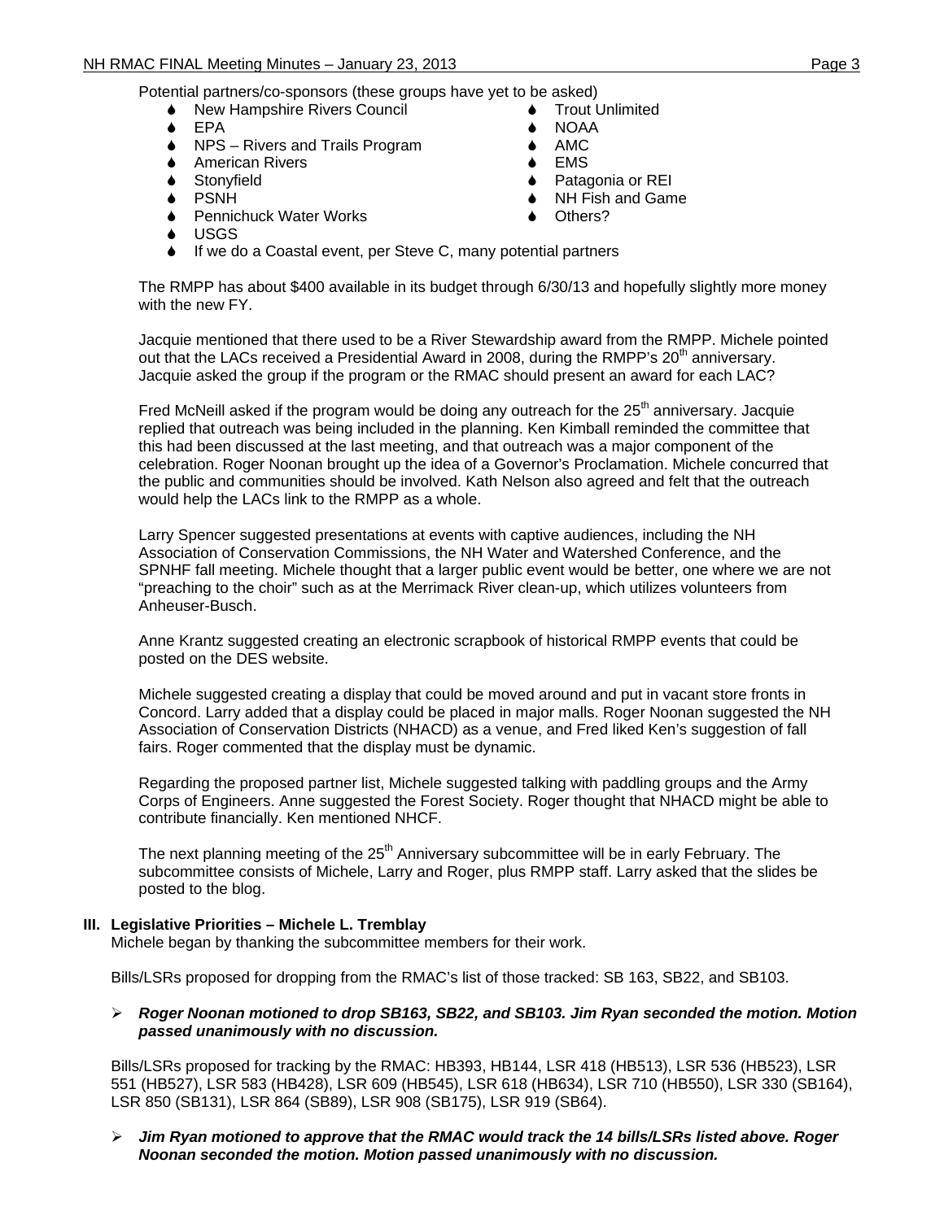Potential partners/co-sponsors (these groups have yet to be asked)

- New Hampshire Rivers Council
- EPA
- NPS – Rivers and Trails Program
- American Rivers
- Stonyfield
- PSNH
- Pennichuck Water Works
- USGS
- If we do a Coastal event, per Steve C, many potential partners
- Trout Unlimited
- NOAA
- AMC
- EMS
- Patagonia or REI
- NH Fish and Game
- Others?

The RMPP has about $400 available in its budget through 6/30/13 and hopefully slightly more money with the new FY.

Jacquie mentioned that there used to be a River Stewardship award from the RMPP. Michele pointed out that the LACs received a Presidential Award in 2008, during the RMPP's 20th anniversary. Jacquie asked the group if the program or the RMAC should present an award for each LAC?

Fred McNeill asked if the program would be doing any outreach for the 25th anniversary. Jacquie replied that outreach was being included in the planning. Ken Kimball reminded the committee that this had been discussed at the last meeting, and that outreach was a major component of the celebration. Roger Noonan brought up the idea of a Governor's Proclamation. Michele concurred that the public and communities should be involved. Kath Nelson also agreed and felt that the outreach would help the LACs link to the RMPP as a whole.

Larry Spencer suggested presentations at events with captive audiences, including the NH Association of Conservation Commissions, the NH Water and Watershed Conference, and the SPNHF fall meeting. Michele thought that a larger public event would be better, one where we are not "preaching to the choir" such as at the Merrimack River clean-up, which utilizes volunteers from Anheuser-Busch.

Anne Krantz suggested creating an electronic scrapbook of historical RMPP events that could be posted on the DES website.

Michele suggested creating a display that could be moved around and put in vacant store fronts in Concord. Larry added that a display could be placed in major malls. Roger Noonan suggested the NH Association of Conservation Districts (NHACD) as a venue, and Fred liked Ken's suggestion of fall fairs. Roger commented that the display must be dynamic.

Regarding the proposed partner list, Michele suggested talking with paddling groups and the Army Corps of Engineers. Anne suggested the Forest Society. Roger thought that NHACD might be able to contribute financially. Ken mentioned NHCF.

The next planning meeting of the 25th Anniversary subcommittee will be in early February. The subcommittee consists of Michele, Larry and Roger, plus RMPP staff. Larry asked that the slides be posted to the blog.

**III. Legislative Priorities – Michele L. Tremblay**

Michele began by thanking the subcommittee members for their work.

Bills/LSRs proposed for dropping from the RMAC's list of those tracked: SB 163, SB22, and SB103.

- ***Roger Noonan motioned to drop SB163, SB22, and SB103. Jim Ryan seconded the motion. Motion passed unanimously with no discussion.***

Bills/LSRs proposed for tracking by the RMAC: HB393, HB144, LSR 418 (HB513), LSR 536 (HB523), LSR 551 (HB527), LSR 583 (HB428), LSR 609 (HB545), LSR 618 (HB634), LSR 710 (HB550), LSR 330 (SB164), LSR 850 (SB131), LSR 864 (SB89), LSR 908 (SB175), LSR 919 (SB64).

- ***Jim Ryan motioned to approve that the RMAC would track the 14 bills/LSRs listed above. Roger Noonan seconded the motion. Motion passed unanimously with no discussion.***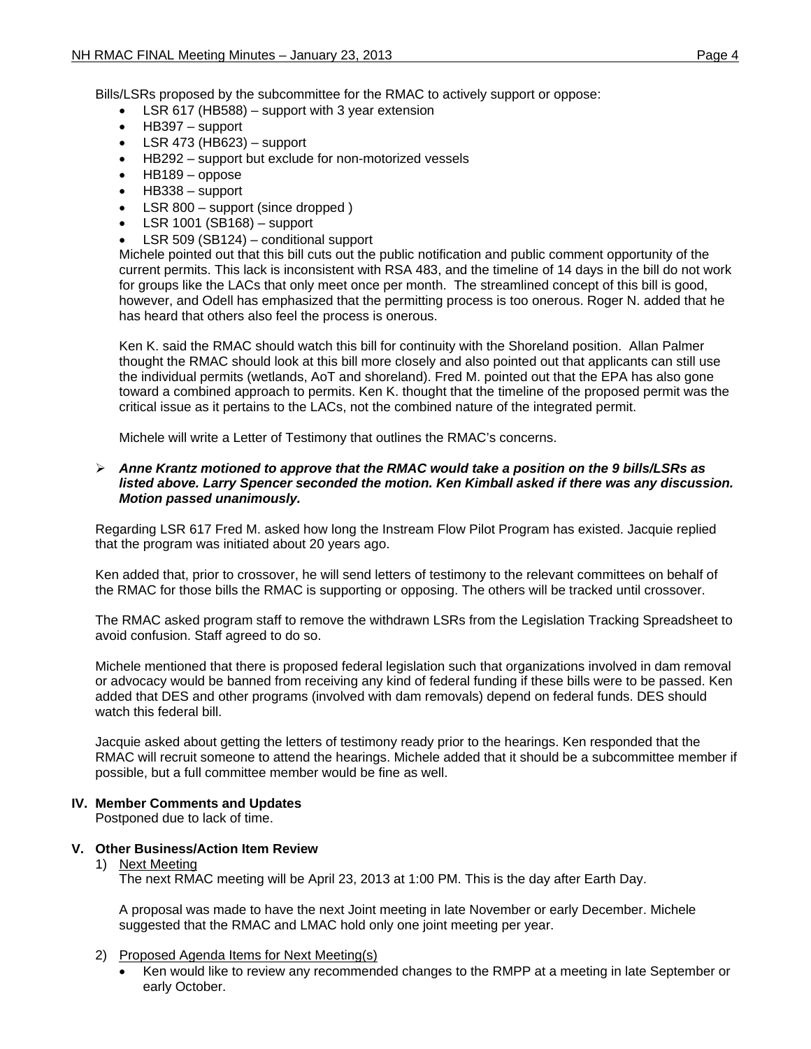Bills/LSRs proposed by the subcommittee for the RMAC to actively support or oppose:

- LSR 617 (HB588) – support with 3 year extension
- HB397 – support
- LSR 473 (HB623) – support
- HB292 – support but exclude for non-motorized vessels
- HB189 – oppose
- HB338 – support
- LSR 800 – support (since dropped )
- LSR 1001 (SB168) – support
- LSR 509 (SB124) – conditional support

Michele pointed out that this bill cuts out the public notification and public comment opportunity of the current permits. This lack is inconsistent with RSA 483, and the timeline of 14 days in the bill do not work for groups like the LACs that only meet once per month. The streamlined concept of this bill is good, however, and Odell has emphasized that the permitting process is too onerous. Roger N. added that he has heard that others also feel the process is onerous.

Ken K. said the RMAC should watch this bill for continuity with the Shoreland position. Allan Palmer thought the RMAC should look at this bill more closely and also pointed out that applicants can still use the individual permits (wetlands, AoT and shoreland). Fred M. pointed out that the EPA has also gone toward a combined approach to permits. Ken K. thought that the timeline of the proposed permit was the critical issue as it pertains to the LACs, not the combined nature of the integrated permit.

Michele will write a Letter of Testimony that outlines the RMAC's concerns.

- ***Anne Krantz motioned to approve that the RMAC would take a position on the 9 bills/LSRs as listed above. Larry Spencer seconded the motion. Ken Kimball asked if there was any discussion. Motion passed unanimously.***

Regarding LSR 617 Fred M. asked how long the Instream Flow Pilot Program has existed. Jacquie replied that the program was initiated about 20 years ago.

Ken added that, prior to crossover, he will send letters of testimony to the relevant committees on behalf of the RMAC for those bills the RMAC is supporting or opposing. The others will be tracked until crossover.

The RMAC asked program staff to remove the withdrawn LSRs from the Legislation Tracking Spreadsheet to avoid confusion. Staff agreed to do so.

Michele mentioned that there is proposed federal legislation such that organizations involved in dam removal or advocacy would be banned from receiving any kind of federal funding if these bills were to be passed. Ken added that DES and other programs (involved with dam removals) depend on federal funds. DES should watch this federal bill.

Jacquie asked about getting the letters of testimony ready prior to the hearings. Ken responded that the RMAC will recruit someone to attend the hearings. Michele added that it should be a subcommittee member if possible, but a full committee member would be fine as well.

## IV. Member Comments and Updates

Postponed due to lack of time.

## V. Other Business/Action Item Review

1) <u>Next Meeting</u>

The next RMAC meeting will be April 23, 2013 at 1:00 PM. This is the day after Earth Day.

A proposal was made to have the next Joint meeting in late November or early December. Michele suggested that the RMAC and LMAC hold only one joint meeting per year.

2) <u>Proposed Agenda Items for Next Meeting(s)</u>

- Ken would like to review any recommended changes to the RMPP at a meeting in late September or early October.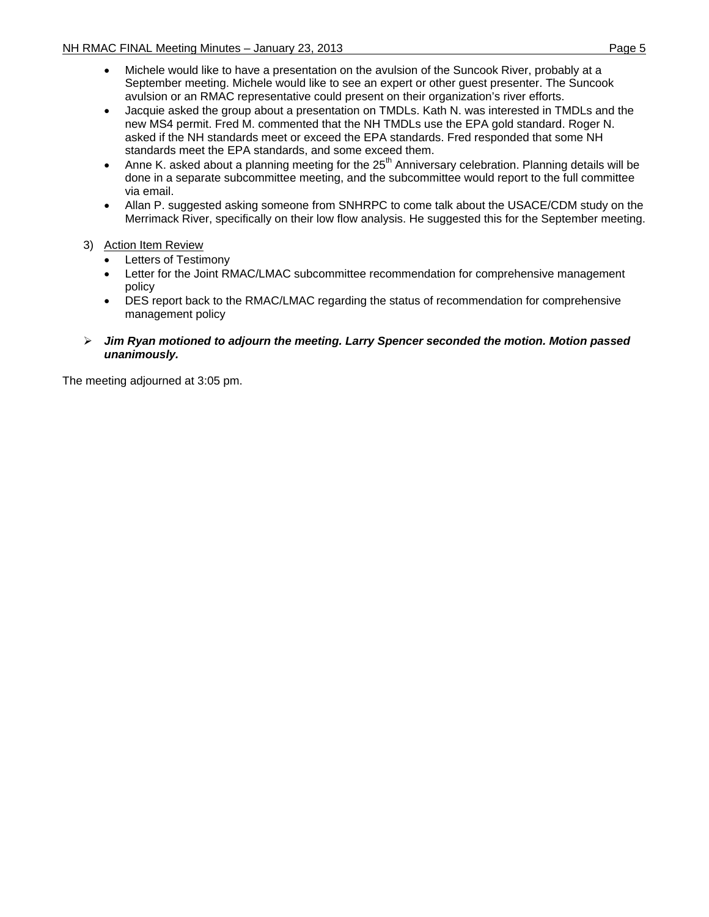- Michele would like to have a presentation on the avulsion of the Suncook River, probably at a September meeting. Michele would like to see an expert or other guest presenter. The Suncook avulsion or an RMAC representative could present on their organization's river efforts.
- Jacquie asked the group about a presentation on TMDLs. Kath N. was interested in TMDLs and the new MS4 permit. Fred M. commented that the NH TMDLs use the EPA gold standard. Roger N. asked if the NH standards meet or exceed the EPA standards. Fred responded that some NH standards meet the EPA standards, and some exceed them.
- Anne K. asked about a planning meeting for the 25th Anniversary celebration. Planning details will be done in a separate subcommittee meeting, and the subcommittee would report to the full committee via email.
- Allan P. suggested asking someone from SNHRPC to come talk about the USACE/CDM study on the Merrimack River, specifically on their low flow analysis. He suggested this for the September meeting.

3) Action Item Review
   - Letters of Testimony
   - Letter for the Joint RMAC/LMAC subcommittee recommendation for comprehensive management policy
   - DES report back to the RMAC/LMAC regarding the status of recommendation for comprehensive management policy

- ***Jim Ryan motioned to adjourn the meeting. Larry Spencer seconded the motion. Motion passed unanimously.***

The meeting adjourned at 3:05 pm.